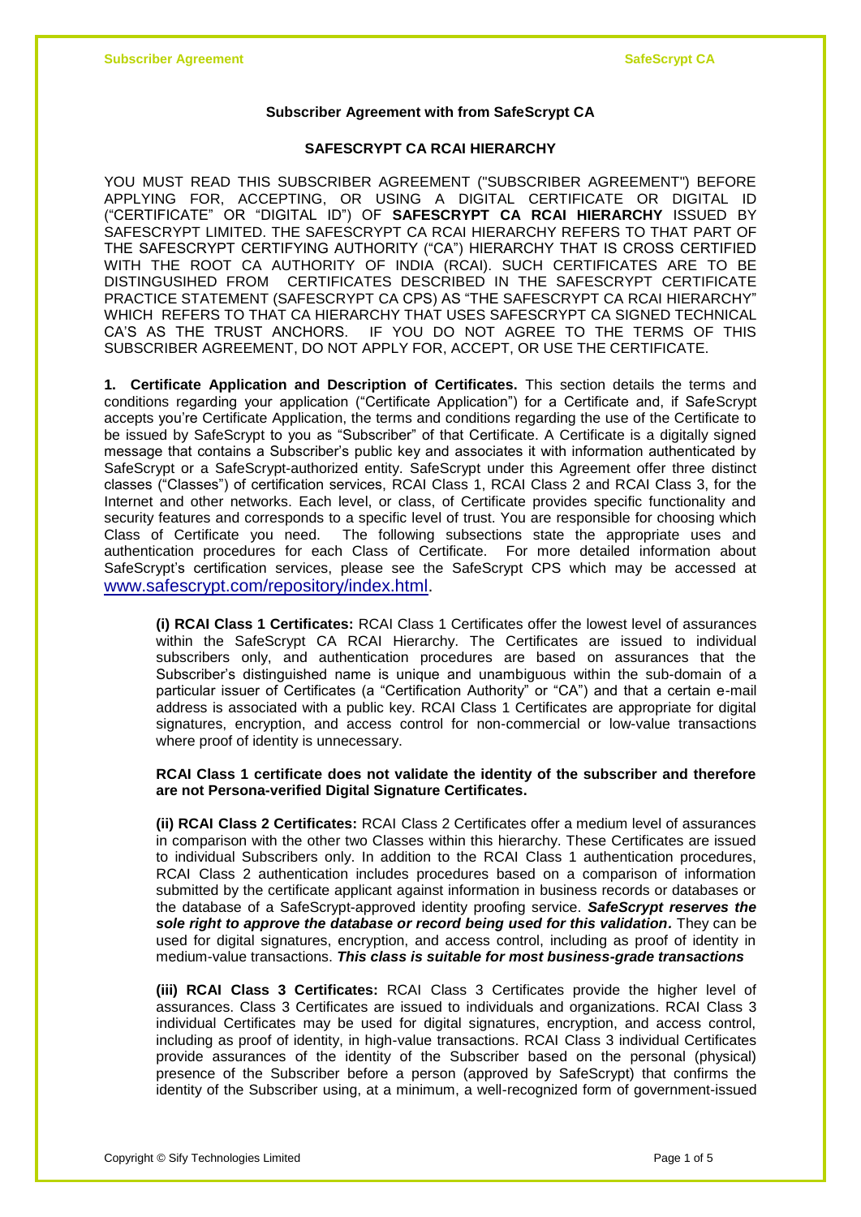**Subscriber Agreement with from SafeScrypt CA**

**SAFESCRYPT CA RCAI HIERARCHY**

YOU MUST READ THIS SUBSCRIBER AGREEMENT ("SUBSCRIBER AGREEMENT") BEFORE APPLYING FOR, ACCEPTING, OR USING A DIGITAL CERTIFICATE OR DIGITAL ID ("CERTIFICATE" OR "DIGITAL ID") OF **SAFESCRYPT CA RCAI HIERARCHY** ISSUED BY SAFESCRYPT LIMITED. THE SAFESCRYPT CA RCAI HIERARCHY REFERS TO THAT PART OF THE SAFESCRYPT CERTIFYING AUTHORITY ("CA") HIERARCHY THAT IS CROSS CERTIFIED WITH THE ROOT CA AUTHORITY OF INDIA (RCAI). SUCH CERTIFICATES ARE TO BE DISTINGUSIHED FROM CERTIFICATES DESCRIBED IN THE SAFESCRYPT CERTIFICATE PRACTICE STATEMENT (SAFESCRYPT CA CPS) AS "THE SAFESCRYPT CA RCAI HIERARCHY" WHICH REFERS TO THAT CA HIERARCHY THAT USES SAFESCRYPT CA SIGNED TECHNICAL CA'S AS THE TRUST ANCHORS. IF YOU DO NOT AGREE TO THE TERMS OF THIS SUBSCRIBER AGREEMENT, DO NOT APPLY FOR, ACCEPT, OR USE THE CERTIFICATE.

**1. Certificate Application and Description of Certificates.** This section details the terms and conditions regarding your application ("Certificate Application") for a Certificate and, if SafeScrypt accepts you're Certificate Application, the terms and conditions regarding the use of the Certificate to be issued by SafeScrypt to you as "Subscriber" of that Certificate. A Certificate is a digitally signed message that contains a Subscriber's public key and associates it with information authenticated by SafeScrypt or a SafeScrypt-authorized entity. SafeScrypt under this Agreement offer three distinct classes ("Classes") of certification services, RCAI Class 1, RCAI Class 2 and RCAI Class 3, for the Internet and other networks. Each level, or class, of Certificate provides specific functionality and security features and corresponds to a specific level of trust. You are responsible for choosing which Class of Certificate you need. The following subsections state the appropriate uses and authentication procedures for each Class of Certificate. For more detailed information about SafeScrypt's certification services, please see the SafeScrypt CPS which may be accessed at www.safescrypt.com/repository/index.html.

> **(i) RCAI Class 1 Certificates:** RCAI Class 1 Certificates offer the lowest level of assurances within the SafeScrypt CA RCAI Hierarchy. The Certificates are issued to individual subscribers only, and authentication procedures are based on assurances that the Subscriber's distinguished name is unique and unambiguous within the sub-domain of a particular issuer of Certificates (a "Certification Authority" or "CA") and that a certain e-mail address is associated with a public key. RCAI Class 1 Certificates are appropriate for digital signatures, encryption, and access control for non-commercial or low-value transactions where proof of identity is unnecessary.
>
> **RCAI Class 1 certificate does not validate the identity of the subscriber and therefore are not Persona-verified Digital Signature Certificates.**
>
> **(ii) RCAI Class 2 Certificates:** RCAI Class 2 Certificates offer a medium level of assurances in comparison with the other two Classes within this hierarchy. These Certificates are issued to individual Subscribers only. In addition to the RCAI Class 1 authentication procedures, RCAI Class 2 authentication includes procedures based on a comparison of information submitted by the certificate applicant against information in business records or databases or the database of a SafeScrypt-approved identity proofing service. ***SafeScrypt reserves the sole right to approve the database or record being used for this validation.*** They can be used for digital signatures, encryption, and access control, including as proof of identity in medium-value transactions. ***This class is suitable for most business-grade transactions***
>
> **(iii) RCAI Class 3 Certificates:** RCAI Class 3 Certificates provide the higher level of assurances. Class 3 Certificates are issued to individuals and organizations. RCAI Class 3 individual Certificates may be used for digital signatures, encryption, and access control, including as proof of identity, in high-value transactions. RCAI Class 3 individual Certificates provide assurances of the identity of the Subscriber based on the personal (physical) presence of the Subscriber before a person (approved by SafeScrypt) that confirms the identity of the Subscriber using, at a minimum, a well-recognized form of government-issued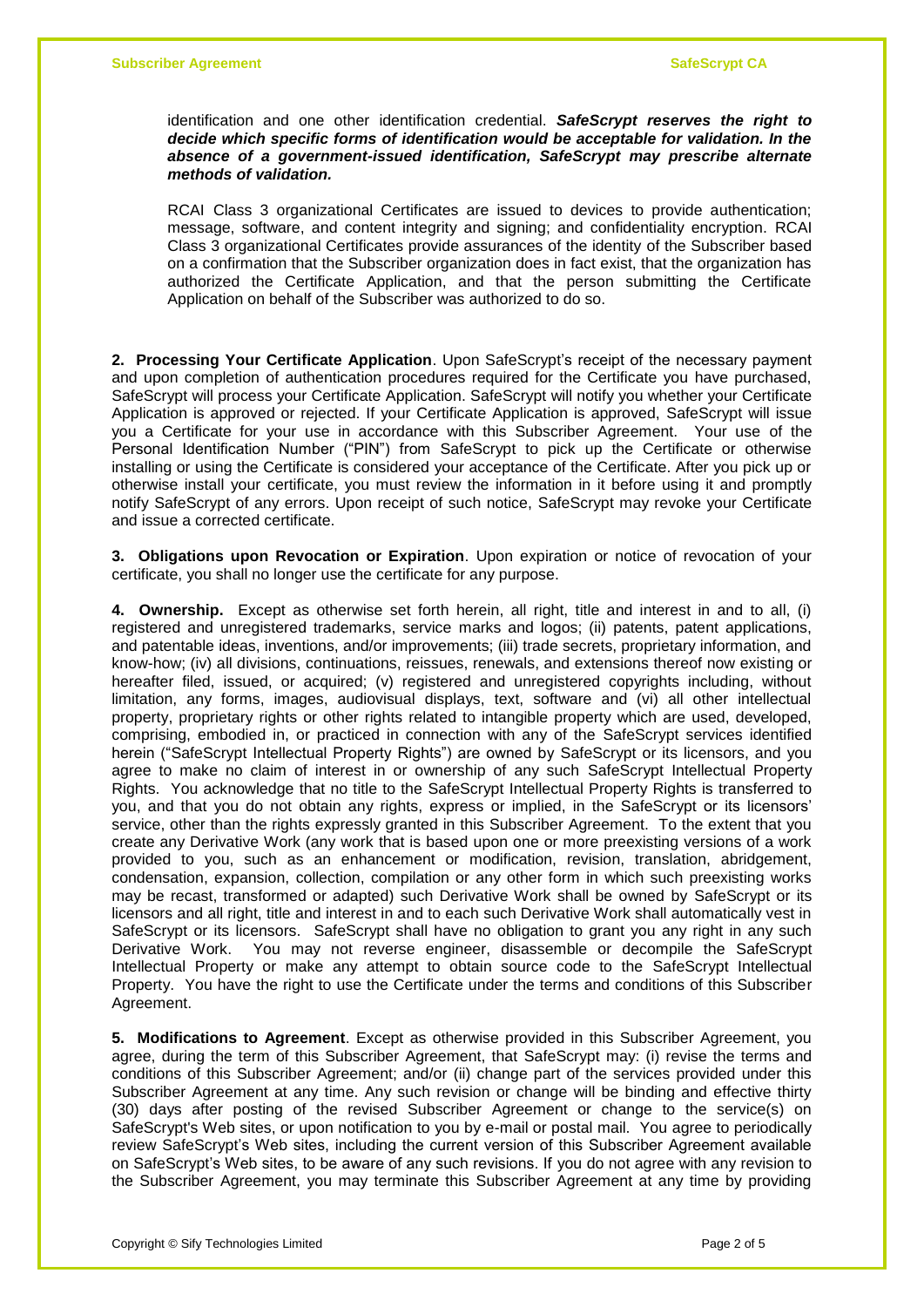identification and one other identification credential. ***SafeScrypt reserves the right to decide which specific forms of identification would be acceptable for validation. In the absence of a government-issued identification, SafeScrypt may prescribe alternate methods of validation.***

RCAI Class 3 organizational Certificates are issued to devices to provide authentication; message, software, and content integrity and signing; and confidentiality encryption. RCAI Class 3 organizational Certificates provide assurances of the identity of the Subscriber based on a confirmation that the Subscriber organization does in fact exist, that the organization has authorized the Certificate Application, and that the person submitting the Certificate Application on behalf of the Subscriber was authorized to do so.

**2. Processing Your Certificate Application**. Upon SafeScrypt's receipt of the necessary payment and upon completion of authentication procedures required for the Certificate you have purchased, SafeScrypt will process your Certificate Application. SafeScrypt will notify you whether your Certificate Application is approved or rejected. If your Certificate Application is approved, SafeScrypt will issue you a Certificate for your use in accordance with this Subscriber Agreement. Your use of the Personal Identification Number ("PIN") from SafeScrypt to pick up the Certificate or otherwise installing or using the Certificate is considered your acceptance of the Certificate. After you pick up or otherwise install your certificate, you must review the information in it before using it and promptly notify SafeScrypt of any errors. Upon receipt of such notice, SafeScrypt may revoke your Certificate and issue a corrected certificate.

**3. Obligations upon Revocation or Expiration**. Upon expiration or notice of revocation of your certificate, you shall no longer use the certificate for any purpose.

**4. Ownership.** Except as otherwise set forth herein, all right, title and interest in and to all, (i) registered and unregistered trademarks, service marks and logos; (ii) patents, patent applications, and patentable ideas, inventions, and/or improvements; (iii) trade secrets, proprietary information, and know-how; (iv) all divisions, continuations, reissues, renewals, and extensions thereof now existing or hereafter filed, issued, or acquired; (v) registered and unregistered copyrights including, without limitation, any forms, images, audiovisual displays, text, software and (vi) all other intellectual property, proprietary rights or other rights related to intangible property which are used, developed, comprising, embodied in, or practiced in connection with any of the SafeScrypt services identified herein ("SafeScrypt Intellectual Property Rights") are owned by SafeScrypt or its licensors, and you agree to make no claim of interest in or ownership of any such SafeScrypt Intellectual Property Rights. You acknowledge that no title to the SafeScrypt Intellectual Property Rights is transferred to you, and that you do not obtain any rights, express or implied, in the SafeScrypt or its licensors' service, other than the rights expressly granted in this Subscriber Agreement. To the extent that you create any Derivative Work (any work that is based upon one or more preexisting versions of a work provided to you, such as an enhancement or modification, revision, translation, abridgement, condensation, expansion, collection, compilation or any other form in which such preexisting works may be recast, transformed or adapted) such Derivative Work shall be owned by SafeScrypt or its licensors and all right, title and interest in and to each such Derivative Work shall automatically vest in SafeScrypt or its licensors. SafeScrypt shall have no obligation to grant you any right in any such Derivative Work. You may not reverse engineer, disassemble or decompile the SafeScrypt Intellectual Property or make any attempt to obtain source code to the SafeScrypt Intellectual Property. You have the right to use the Certificate under the terms and conditions of this Subscriber Agreement.

**5. Modifications to Agreement**. Except as otherwise provided in this Subscriber Agreement, you agree, during the term of this Subscriber Agreement, that SafeScrypt may: (i) revise the terms and conditions of this Subscriber Agreement; and/or (ii) change part of the services provided under this Subscriber Agreement at any time. Any such revision or change will be binding and effective thirty (30) days after posting of the revised Subscriber Agreement or change to the service(s) on SafeScrypt's Web sites, or upon notification to you by e-mail or postal mail. You agree to periodically review SafeScrypt's Web sites, including the current version of this Subscriber Agreement available on SafeScrypt's Web sites, to be aware of any such revisions. If you do not agree with any revision to the Subscriber Agreement, you may terminate this Subscriber Agreement at any time by providing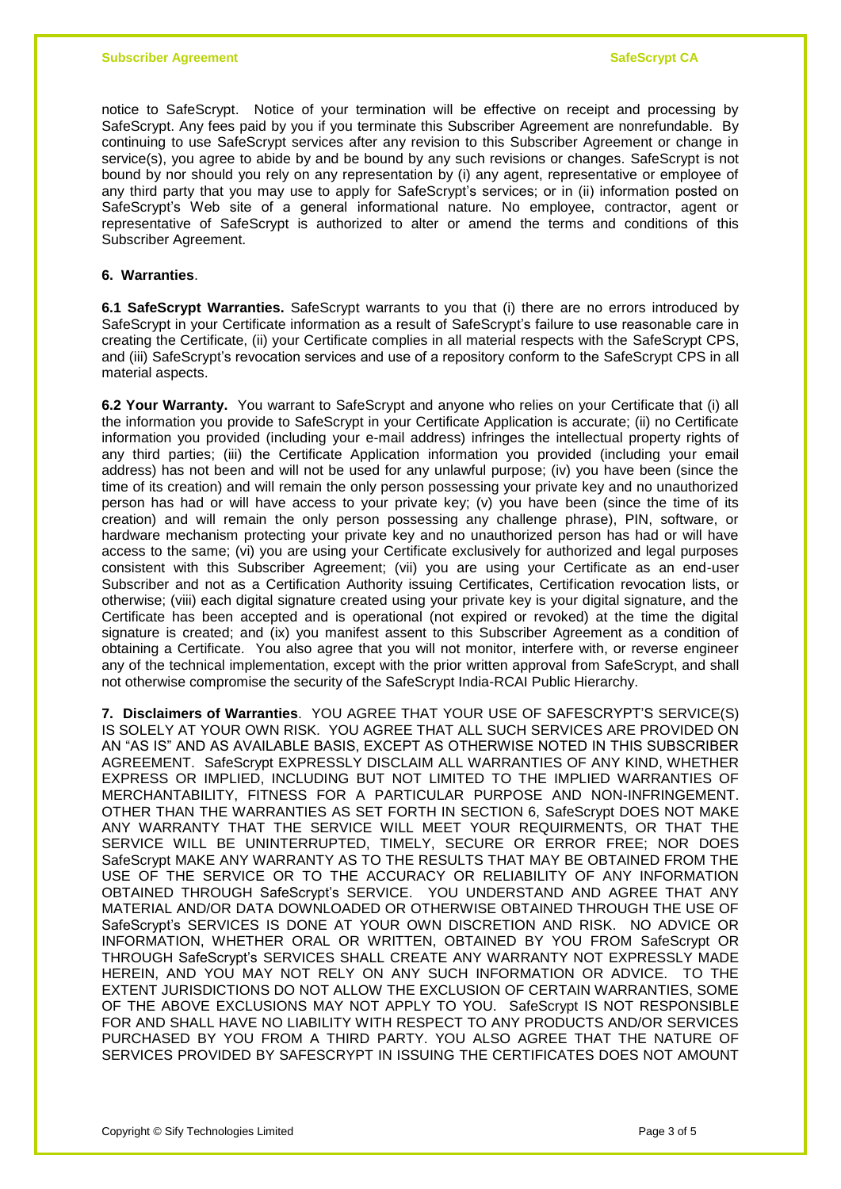notice to SafeScrypt. Notice of your termination will be effective on receipt and processing by SafeScrypt. Any fees paid by you if you terminate this Subscriber Agreement are nonrefundable. By continuing to use SafeScrypt services after any revision to this Subscriber Agreement or change in service(s), you agree to abide by and be bound by any such revisions or changes. SafeScrypt is not bound by nor should you rely on any representation by (i) any agent, representative or employee of any third party that you may use to apply for SafeScrypt's services; or in (ii) information posted on SafeScrypt's Web site of a general informational nature. No employee, contractor, agent or representative of SafeScrypt is authorized to alter or amend the terms and conditions of this Subscriber Agreement.

**6. Warranties**.

**6.1 SafeScrypt Warranties.** SafeScrypt warrants to you that (i) there are no errors introduced by SafeScrypt in your Certificate information as a result of SafeScrypt's failure to use reasonable care in creating the Certificate, (ii) your Certificate complies in all material respects with the SafeScrypt CPS, and (iii) SafeScrypt's revocation services and use of a repository conform to the SafeScrypt CPS in all material aspects.

**6.2 Your Warranty.** You warrant to SafeScrypt and anyone who relies on your Certificate that (i) all the information you provide to SafeScrypt in your Certificate Application is accurate; (ii) no Certificate information you provided (including your e-mail address) infringes the intellectual property rights of any third parties; (iii) the Certificate Application information you provided (including your email address) has not been and will not be used for any unlawful purpose; (iv) you have been (since the time of its creation) and will remain the only person possessing your private key and no unauthorized person has had or will have access to your private key; (v) you have been (since the time of its creation) and will remain the only person possessing any challenge phrase), PIN, software, or hardware mechanism protecting your private key and no unauthorized person has had or will have access to the same; (vi) you are using your Certificate exclusively for authorized and legal purposes consistent with this Subscriber Agreement; (vii) you are using your Certificate as an end-user Subscriber and not as a Certification Authority issuing Certificates, Certification revocation lists, or otherwise; (viii) each digital signature created using your private key is your digital signature, and the Certificate has been accepted and is operational (not expired or revoked) at the time the digital signature is created; and (ix) you manifest assent to this Subscriber Agreement as a condition of obtaining a Certificate. You also agree that you will not monitor, interfere with, or reverse engineer any of the technical implementation, except with the prior written approval from SafeScrypt, and shall not otherwise compromise the security of the SafeScrypt India-RCAI Public Hierarchy.

**7. Disclaimers of Warranties**. YOU AGREE THAT YOUR USE OF SAFESCRYPT'S SERVICE(S) IS SOLELY AT YOUR OWN RISK. YOU AGREE THAT ALL SUCH SERVICES ARE PROVIDED ON AN "AS IS" AND AS AVAILABLE BASIS, EXCEPT AS OTHERWISE NOTED IN THIS SUBSCRIBER AGREEMENT. SafeScrypt EXPRESSLY DISCLAIM ALL WARRANTIES OF ANY KIND, WHETHER EXPRESS OR IMPLIED, INCLUDING BUT NOT LIMITED TO THE IMPLIED WARRANTIES OF MERCHANTABILITY, FITNESS FOR A PARTICULAR PURPOSE AND NON-INFRINGEMENT. OTHER THAN THE WARRANTIES AS SET FORTH IN SECTION 6, SafeScrypt DOES NOT MAKE ANY WARRANTY THAT THE SERVICE WILL MEET YOUR REQUIRMENTS, OR THAT THE SERVICE WILL BE UNINTERRUPTED, TIMELY, SECURE OR ERROR FREE; NOR DOES SafeScrypt MAKE ANY WARRANTY AS TO THE RESULTS THAT MAY BE OBTAINED FROM THE USE OF THE SERVICE OR TO THE ACCURACY OR RELIABILITY OF ANY INFORMATION OBTAINED THROUGH SafeScrypt's SERVICE. YOU UNDERSTAND AND AGREE THAT ANY MATERIAL AND/OR DATA DOWNLOADED OR OTHERWISE OBTAINED THROUGH THE USE OF SafeScrypt's SERVICES IS DONE AT YOUR OWN DISCRETION AND RISK. NO ADVICE OR INFORMATION, WHETHER ORAL OR WRITTEN, OBTAINED BY YOU FROM SafeScrypt OR THROUGH SafeScrypt's SERVICES SHALL CREATE ANY WARRANTY NOT EXPRESSLY MADE HEREIN, AND YOU MAY NOT RELY ON ANY SUCH INFORMATION OR ADVICE. TO THE EXTENT JURISDICTIONS DO NOT ALLOW THE EXCLUSION OF CERTAIN WARRANTIES, SOME OF THE ABOVE EXCLUSIONS MAY NOT APPLY TO YOU. SafeScrypt IS NOT RESPONSIBLE FOR AND SHALL HAVE NO LIABILITY WITH RESPECT TO ANY PRODUCTS AND/OR SERVICES PURCHASED BY YOU FROM A THIRD PARTY. YOU ALSO AGREE THAT THE NATURE OF SERVICES PROVIDED BY SAFESCRYPT IN ISSUING THE CERTIFICATES DOES NOT AMOUNT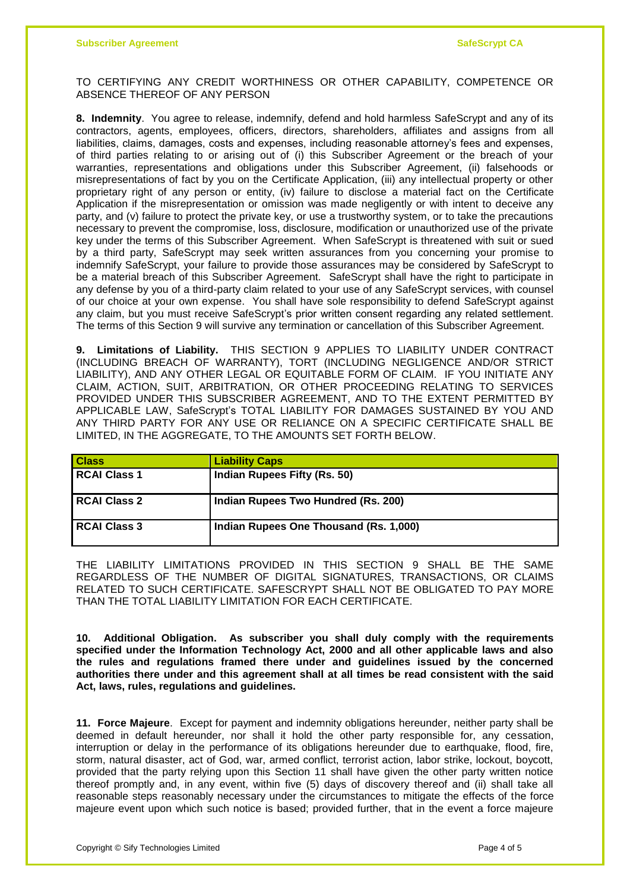TO CERTIFYING ANY CREDIT WORTHINESS OR OTHER CAPABILITY, COMPETENCE OR ABSENCE THEREOF OF ANY PERSON

**8. Indemnity**. You agree to release, indemnify, defend and hold harmless SafeScrypt and any of its contractors, agents, employees, officers, directors, shareholders, affiliates and assigns from all liabilities, claims, damages, costs and expenses, including reasonable attorney's fees and expenses, of third parties relating to or arising out of (i) this Subscriber Agreement or the breach of your warranties, representations and obligations under this Subscriber Agreement, (ii) falsehoods or misrepresentations of fact by you on the Certificate Application, (iii) any intellectual property or other proprietary right of any person or entity, (iv) failure to disclose a material fact on the Certificate Application if the misrepresentation or omission was made negligently or with intent to deceive any party, and (v) failure to protect the private key, or use a trustworthy system, or to take the precautions necessary to prevent the compromise, loss, disclosure, modification or unauthorized use of the private key under the terms of this Subscriber Agreement. When SafeScrypt is threatened with suit or sued by a third party, SafeScrypt may seek written assurances from you concerning your promise to indemnify SafeScrypt, your failure to provide those assurances may be considered by SafeScrypt to be a material breach of this Subscriber Agreement. SafeScrypt shall have the right to participate in any defense by you of a third-party claim related to your use of any SafeScrypt services, with counsel of our choice at your own expense. You shall have sole responsibility to defend SafeScrypt against any claim, but you must receive SafeScrypt's prior written consent regarding any related settlement. The terms of this Section 9 will survive any termination or cancellation of this Subscriber Agreement.

**9. Limitations of Liability.** THIS SECTION 9 APPLIES TO LIABILITY UNDER CONTRACT (INCLUDING BREACH OF WARRANTY), TORT (INCLUDING NEGLIGENCE AND/OR STRICT LIABILITY), AND ANY OTHER LEGAL OR EQUITABLE FORM OF CLAIM. IF YOU INITIATE ANY CLAIM, ACTION, SUIT, ARBITRATION, OR OTHER PROCEEDING RELATING TO SERVICES PROVIDED UNDER THIS SUBSCRIBER AGREEMENT, AND TO THE EXTENT PERMITTED BY APPLICABLE LAW, SafeScrypt's TOTAL LIABILITY FOR DAMAGES SUSTAINED BY YOU AND ANY THIRD PARTY FOR ANY USE OR RELIANCE ON A SPECIFIC CERTIFICATE SHALL BE LIMITED, IN THE AGGREGATE, TO THE AMOUNTS SET FORTH BELOW.

| Class | Liability Caps |
|---|---|
| RCAI Class 1 | Indian Rupees Fifty (Rs. 50) |
| RCAI Class 2 | Indian Rupees Two Hundred (Rs. 200) |
| RCAI Class 3 | Indian Rupees One Thousand (Rs. 1,000) |

THE LIABILITY LIMITATIONS PROVIDED IN THIS SECTION 9 SHALL BE THE SAME REGARDLESS OF THE NUMBER OF DIGITAL SIGNATURES, TRANSACTIONS, OR CLAIMS RELATED TO SUCH CERTIFICATE. SAFESCRYPT SHALL NOT BE OBLIGATED TO PAY MORE THAN THE TOTAL LIABILITY LIMITATION FOR EACH CERTIFICATE.

**10. Additional Obligation. As subscriber you shall duly comply with the requirements specified under the Information Technology Act, 2000 and all other applicable laws and also the rules and regulations framed there under and guidelines issued by the concerned authorities there under and this agreement shall at all times be read consistent with the said Act, laws, rules, regulations and guidelines.**

**11. Force Majeure**. Except for payment and indemnity obligations hereunder, neither party shall be deemed in default hereunder, nor shall it hold the other party responsible for, any cessation, interruption or delay in the performance of its obligations hereunder due to earthquake, flood, fire, storm, natural disaster, act of God, war, armed conflict, terrorist action, labor strike, lockout, boycott, provided that the party relying upon this Section 11 shall have given the other party written notice thereof promptly and, in any event, within five (5) days of discovery thereof and (ii) shall take all reasonable steps reasonably necessary under the circumstances to mitigate the effects of the force majeure event upon which such notice is based; provided further, that in the event a force majeure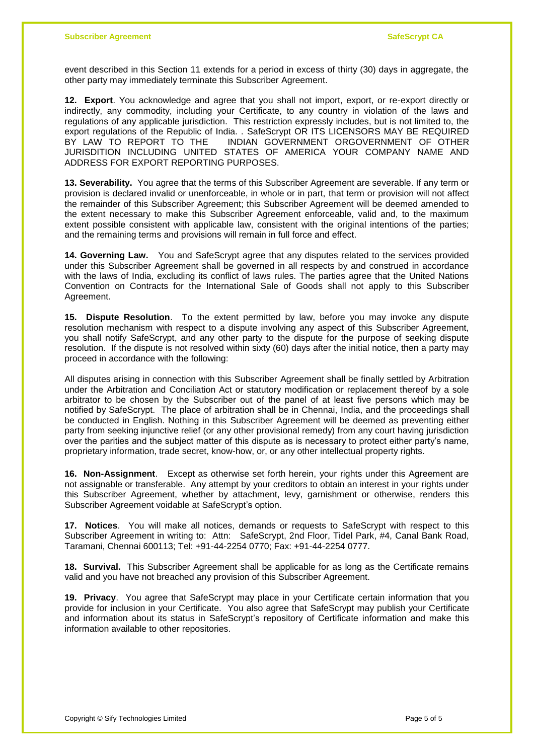event described in this Section 11 extends for a period in excess of thirty (30) days in aggregate, the other party may immediately terminate this Subscriber Agreement.

**12. Export**. You acknowledge and agree that you shall not import, export, or re-export directly or indirectly, any commodity, including your Certificate, to any country in violation of the laws and regulations of any applicable jurisdiction. This restriction expressly includes, but is not limited to, the export regulations of the Republic of India. . SafeScrypt OR ITS LICENSORS MAY BE REQUIRED BY LAW TO REPORT TO THE INDIAN GOVERNMENT ORGOVERNMENT OF OTHER JURISDITION INCLUDING UNITED STATES OF AMERICA YOUR COMPANY NAME AND ADDRESS FOR EXPORT REPORTING PURPOSES.

**13. Severability.** You agree that the terms of this Subscriber Agreement are severable. If any term or provision is declared invalid or unenforceable, in whole or in part, that term or provision will not affect the remainder of this Subscriber Agreement; this Subscriber Agreement will be deemed amended to the extent necessary to make this Subscriber Agreement enforceable, valid and, to the maximum extent possible consistent with applicable law, consistent with the original intentions of the parties; and the remaining terms and provisions will remain in full force and effect.

**14. Governing Law.** You and SafeScrypt agree that any disputes related to the services provided under this Subscriber Agreement shall be governed in all respects by and construed in accordance with the laws of India, excluding its conflict of laws rules. The parties agree that the United Nations Convention on Contracts for the International Sale of Goods shall not apply to this Subscriber Agreement.

**15. Dispute Resolution**. To the extent permitted by law, before you may invoke any dispute resolution mechanism with respect to a dispute involving any aspect of this Subscriber Agreement, you shall notify SafeScrypt, and any other party to the dispute for the purpose of seeking dispute resolution. If the dispute is not resolved within sixty (60) days after the initial notice, then a party may proceed in accordance with the following:

All disputes arising in connection with this Subscriber Agreement shall be finally settled by Arbitration under the Arbitration and Conciliation Act or statutory modification or replacement thereof by a sole arbitrator to be chosen by the Subscriber out of the panel of at least five persons which may be notified by SafeScrypt. The place of arbitration shall be in Chennai, India, and the proceedings shall be conducted in English. Nothing in this Subscriber Agreement will be deemed as preventing either party from seeking injunctive relief (or any other provisional remedy) from any court having jurisdiction over the parities and the subject matter of this dispute as is necessary to protect either party's name, proprietary information, trade secret, know-how, or, or any other intellectual property rights.

**16. Non-Assignment**. Except as otherwise set forth herein, your rights under this Agreement are not assignable or transferable. Any attempt by your creditors to obtain an interest in your rights under this Subscriber Agreement, whether by attachment, levy, garnishment or otherwise, renders this Subscriber Agreement voidable at SafeScrypt's option.

**17. Notices**. You will make all notices, demands or requests to SafeScrypt with respect to this Subscriber Agreement in writing to: Attn: SafeScrypt, 2nd Floor, Tidel Park, #4, Canal Bank Road, Taramani, Chennai 600113; Tel: +91-44-2254 0770; Fax: +91-44-2254 0777.

**18. Survival.** This Subscriber Agreement shall be applicable for as long as the Certificate remains valid and you have not breached any provision of this Subscriber Agreement.

**19. Privacy**. You agree that SafeScrypt may place in your Certificate certain information that you provide for inclusion in your Certificate. You also agree that SafeScrypt may publish your Certificate and information about its status in SafeScrypt's repository of Certificate information and make this information available to other repositories.